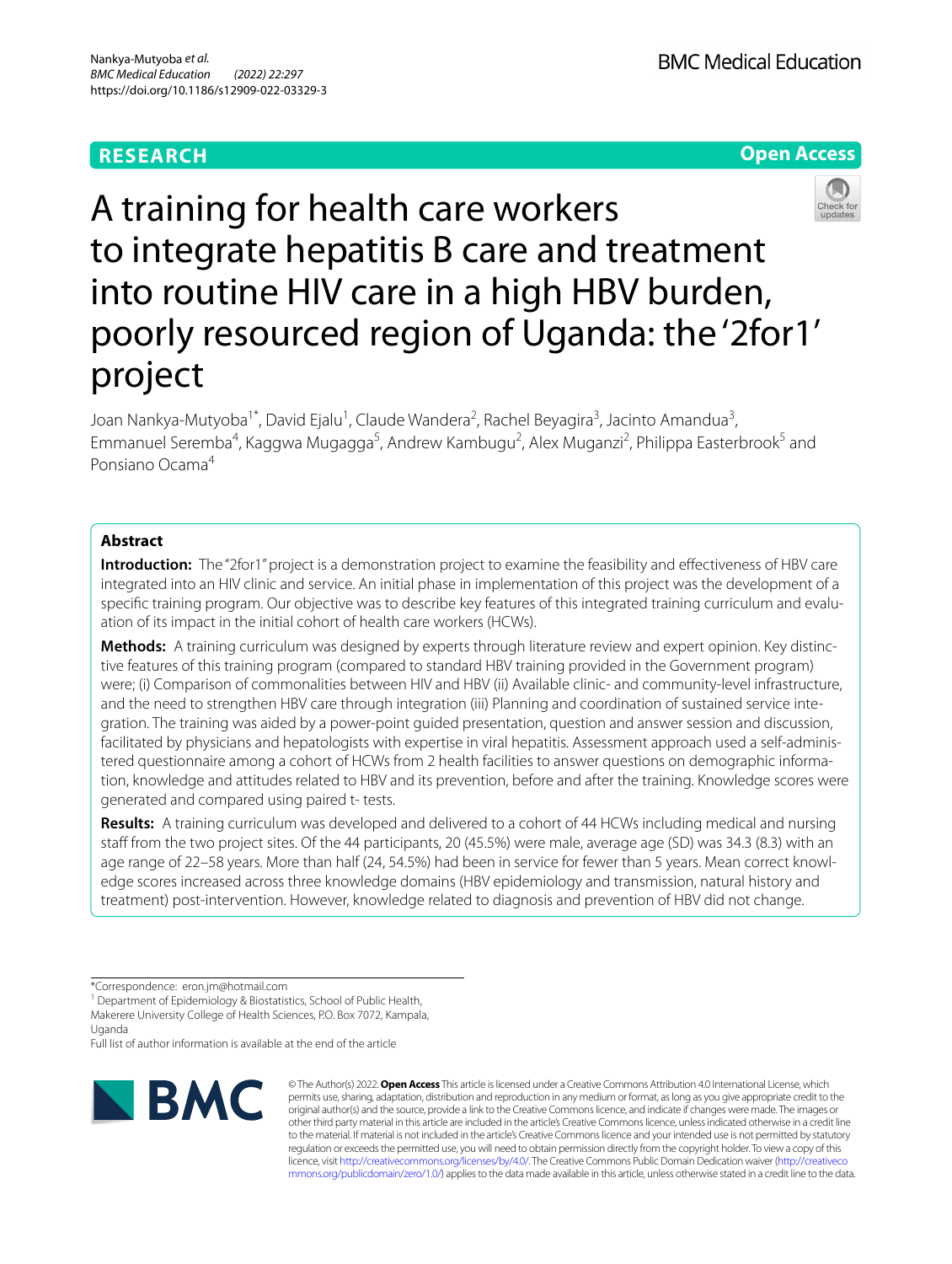RESEARCH

Open Access

# A training for health care workers to integrate hepatitis B care and treatment into routine HIV care in a high HBV burden, poorly resourced region of Uganda: the '2for1' project

Joan Nankya-Mutyoba[1*], David Ejalu[1], Claude Wandera[2], Rachel Beyagira[3], Jacinto Amandua[3], Emmanuel Seremba[4], Kaggwa Mugagga[5], Andrew Kambugu[2], Alex Muganzi[2], Philippa Easterbrook[5] and Ponsiano Ocama[4]

## Abstract

**Introduction:** The "2for1" project is a demonstration project to examine the feasibility and effectiveness of HBV care integrated into an HIV clinic and service. An initial phase in implementation of this project was the development of a specific training program. Our objective was to describe key features of this integrated training curriculum and evaluation of its impact in the initial cohort of health care workers (HCWs).

**Methods:** A training curriculum was designed by experts through literature review and expert opinion. Key distinctive features of this training program (compared to standard HBV training provided in the Government program) were; (i) Comparison of commonalities between HIV and HBV (ii) Available clinic- and community-level infrastructure, and the need to strengthen HBV care through integration (iii) Planning and coordination of sustained service integration. The training was aided by a power-point guided presentation, question and answer session and discussion, facilitated by physicians and hepatologists with expertise in viral hepatitis. Assessment approach used a self-administered questionnaire among a cohort of HCWs from 2 health facilities to answer questions on demographic information, knowledge and attitudes related to HBV and its prevention, before and after the training. Knowledge scores were generated and compared using paired t- tests.

**Results:** A training curriculum was developed and delivered to a cohort of 44 HCWs including medical and nursing staff from the two project sites. Of the 44 participants, 20 (45.5%) were male, average age (SD) was 34.3 (8.3) with an age range of 22–58 years. More than half (24, 54.5%) had been in service for fewer than 5 years. Mean correct knowledge scores increased across three knowledge domains (HBV epidemiology and transmission, natural history and treatment) post-intervention. However, knowledge related to diagnosis and prevention of HBV did not change.

*Correspondence: eron.jm@hotmail.com

[1] Department of Epidemiology & Biostatistics, School of Public Health, Makerere University College of Health Sciences, P.O. Box 7072, Kampala, Uganda

Full list of author information is available at the end of the article

© The Author(s) 2022. **Open Access** This article is licensed under a Creative Commons Attribution 4.0 International License, which permits use, sharing, adaptation, distribution and reproduction in any medium or format, as long as you give appropriate credit to the original author(s) and the source, provide a link to the Creative Commons licence, and indicate if changes were made. The images or other third party material in this article are included in the article's Creative Commons licence, unless indicated otherwise in a credit line to the material. If material is not included in the article's Creative Commons licence and your intended use is not permitted by statutory regulation or exceeds the permitted use, you will need to obtain permission directly from the copyright holder. To view a copy of this licence, visit http://creativecommons.org/licenses/by/4.0/. The Creative Commons Public Domain Dedication waiver (http://creativecommons.org/publicdomain/zero/1.0/) applies to the data made available in this article, unless otherwise stated in a credit line to the data.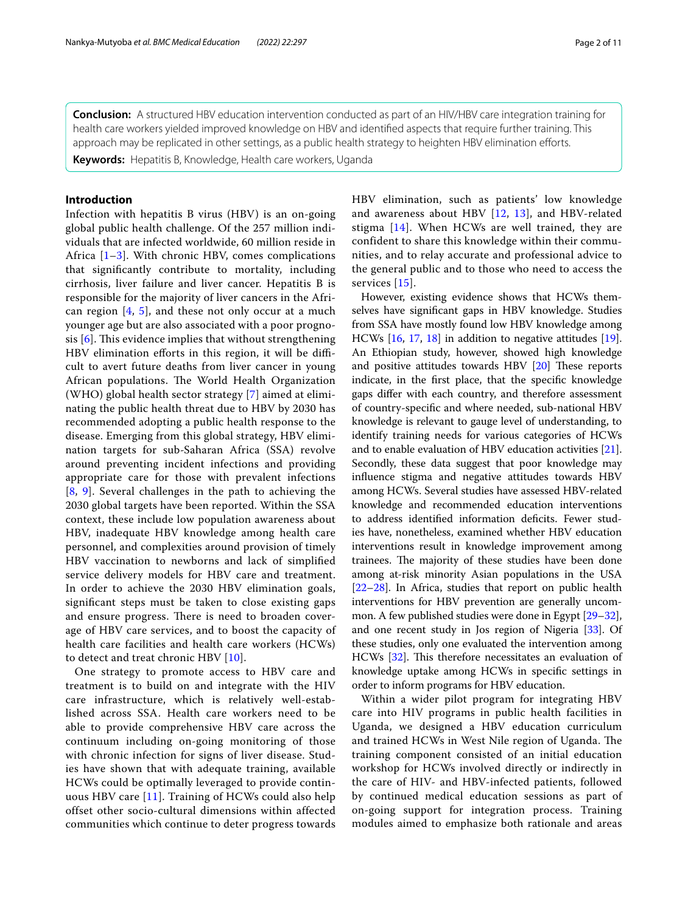**Conclusion:** A structured HBV education intervention conducted as part of an HIV/HBV care integration training for health care workers yielded improved knowledge on HBV and identified aspects that require further training. This approach may be replicated in other settings, as a public health strategy to heighten HBV elimination efforts.

**Keywords:** Hepatitis B, Knowledge, Health care workers, Uganda

## Introduction

Infection with hepatitis B virus (HBV) is an on-going global public health challenge. Of the 257 million individuals that are infected worldwide, 60 million reside in Africa [1–3]. With chronic HBV, comes complications that significantly contribute to mortality, including cirrhosis, liver failure and liver cancer. Hepatitis B is responsible for the majority of liver cancers in the African region [4, 5], and these not only occur at a much younger age but are also associated with a poor prognosis [6]. This evidence implies that without strengthening HBV elimination efforts in this region, it will be difficult to avert future deaths from liver cancer in young African populations. The World Health Organization (WHO) global health sector strategy [7] aimed at eliminating the public health threat due to HBV by 2030 has recommended adopting a public health response to the disease. Emerging from this global strategy, HBV elimination targets for sub-Saharan Africa (SSA) revolve around preventing incident infections and providing appropriate care for those with prevalent infections [8, 9]. Several challenges in the path to achieving the 2030 global targets have been reported. Within the SSA context, these include low population awareness about HBV, inadequate HBV knowledge among health care personnel, and complexities around provision of timely HBV vaccination to newborns and lack of simplified service delivery models for HBV care and treatment. In order to achieve the 2030 HBV elimination goals, significant steps must be taken to close existing gaps and ensure progress. There is need to broaden coverage of HBV care services, and to boost the capacity of health care facilities and health care workers (HCWs) to detect and treat chronic HBV [10].

One strategy to promote access to HBV care and treatment is to build on and integrate with the HIV care infrastructure, which is relatively well-established across SSA. Health care workers need to be able to provide comprehensive HBV care across the continuum including on-going monitoring of those with chronic infection for signs of liver disease. Studies have shown that with adequate training, available HCWs could be optimally leveraged to provide continuous HBV care [11]. Training of HCWs could also help offset other socio-cultural dimensions within affected communities which continue to deter progress towards HBV elimination, such as patients' low knowledge and awareness about HBV [12, 13], and HBV-related stigma [14]. When HCWs are well trained, they are confident to share this knowledge within their communities, and to relay accurate and professional advice to the general public and to those who need to access the services [15].

However, existing evidence shows that HCWs themselves have significant gaps in HBV knowledge. Studies from SSA have mostly found low HBV knowledge among HCWs [16, 17, 18] in addition to negative attitudes [19]. An Ethiopian study, however, showed high knowledge and positive attitudes towards HBV [20] These reports indicate, in the first place, that the specific knowledge gaps differ with each country, and therefore assessment of country-specific and where needed, sub-national HBV knowledge is relevant to gauge level of understanding, to identify training needs for various categories of HCWs and to enable evaluation of HBV education activities [21]. Secondly, these data suggest that poor knowledge may influence stigma and negative attitudes towards HBV among HCWs. Several studies have assessed HBV-related knowledge and recommended education interventions to address identified information deficits. Fewer studies have, nonetheless, examined whether HBV education interventions result in knowledge improvement among trainees. The majority of these studies have been done among at-risk minority Asian populations in the USA [22–28]. In Africa, studies that report on public health interventions for HBV prevention are generally uncommon. A few published studies were done in Egypt [29–32], and one recent study in Jos region of Nigeria [33]. Of these studies, only one evaluated the intervention among HCWs [32]. This therefore necessitates an evaluation of knowledge uptake among HCWs in specific settings in order to inform programs for HBV education.

Within a wider pilot program for integrating HBV care into HIV programs in public health facilities in Uganda, we designed a HBV education curriculum and trained HCWs in West Nile region of Uganda. The training component consisted of an initial education workshop for HCWs involved directly or indirectly in the care of HIV- and HBV-infected patients, followed by continued medical education sessions as part of on-going support for integration process. Training modules aimed to emphasize both rationale and areas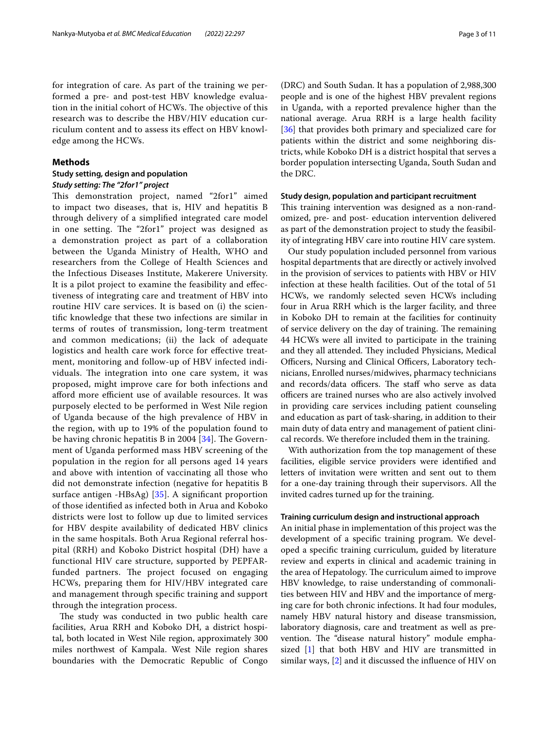for integration of care. As part of the training we performed a pre- and post-test HBV knowledge evaluation in the initial cohort of HCWs. The objective of this research was to describe the HBV/HIV education curriculum content and to assess its effect on HBV knowledge among the HCWs.

## Methods

### Study setting, design and population

#### *Study setting: The "2for1" project*

This demonstration project, named "2for1" aimed to impact two diseases, that is, HIV and hepatitis B through delivery of a simplified integrated care model in one setting. The "2for1" project was designed as a demonstration project as part of a collaboration between the Uganda Ministry of Health, WHO and researchers from the College of Health Sciences and the Infectious Diseases Institute, Makerere University. It is a pilot project to examine the feasibility and effectiveness of integrating care and treatment of HBV into routine HIV care services. It is based on (i) the scientific knowledge that these two infections are similar in terms of routes of transmission, long-term treatment and common medications; (ii) the lack of adequate logistics and health care work force for effective treatment, monitoring and follow-up of HBV infected individuals. The integration into one care system, it was proposed, might improve care for both infections and afford more efficient use of available resources. It was purposely elected to be performed in West Nile region of Uganda because of the high prevalence of HBV in the region, with up to 19% of the population found to be having chronic hepatitis B in 2004 [34]. The Government of Uganda performed mass HBV screening of the population in the region for all persons aged 14 years and above with intention of vaccinating all those who did not demonstrate infection (negative for hepatitis B surface antigen -HBsAg) [35]. A significant proportion of those identified as infected both in Arua and Koboko districts were lost to follow up due to limited services for HBV despite availability of dedicated HBV clinics in the same hospitals. Both Arua Regional referral hospital (RRH) and Koboko District hospital (DH) have a functional HIV care structure, supported by PEPFAR-funded partners. The project focused on engaging HCWs, preparing them for HIV/HBV integrated care and management through specific training and support through the integration process.

The study was conducted in two public health care facilities, Arua RRH and Koboko DH, a district hospital, both located in West Nile region, approximately 300 miles northwest of Kampala. West Nile region shares boundaries with the Democratic Republic of Congo (DRC) and South Sudan. It has a population of 2,988,300 people and is one of the highest HBV prevalent regions in Uganda, with a reported prevalence higher than the national average. Arua RRH is a large health facility [36] that provides both primary and specialized care for patients within the district and some neighboring districts, while Koboko DH is a district hospital that serves a border population intersecting Uganda, South Sudan and the DRC.

#### Study design, population and participant recruitment

This training intervention was designed as a non-randomized, pre- and post- education intervention delivered as part of the demonstration project to study the feasibility of integrating HBV care into routine HIV care system.

Our study population included personnel from various hospital departments that are directly or actively involved in the provision of services to patients with HBV or HIV infection at these health facilities. Out of the total of 51 HCWs, we randomly selected seven HCWs including four in Arua RRH which is the larger facility, and three in Koboko DH to remain at the facilities for continuity of service delivery on the day of training. The remaining 44 HCWs were all invited to participate in the training and they all attended. They included Physicians, Medical Officers, Nursing and Clinical Officers, Laboratory technicians, Enrolled nurses/midwives, pharmacy technicians and records/data officers. The staff who serve as data officers are trained nurses who are also actively involved in providing care services including patient counseling and education as part of task-sharing, in addition to their main duty of data entry and management of patient clinical records. We therefore included them in the training.

With authorization from the top management of these facilities, eligible service providers were identified and letters of invitation were written and sent out to them for a one-day training through their supervisors. All the invited cadres turned up for the training.

#### Training curriculum design and instructional approach

An initial phase in implementation of this project was the development of a specific training program. We developed a specific training curriculum, guided by literature review and experts in clinical and academic training in the area of Hepatology. The curriculum aimed to improve HBV knowledge, to raise understanding of commonalities between HIV and HBV and the importance of merging care for both chronic infections. It had four modules, namely HBV natural history and disease transmission, laboratory diagnosis, care and treatment as well as prevention. The "disease natural history" module emphasized [1] that both HBV and HIV are transmitted in similar ways, [2] and it discussed the influence of HIV on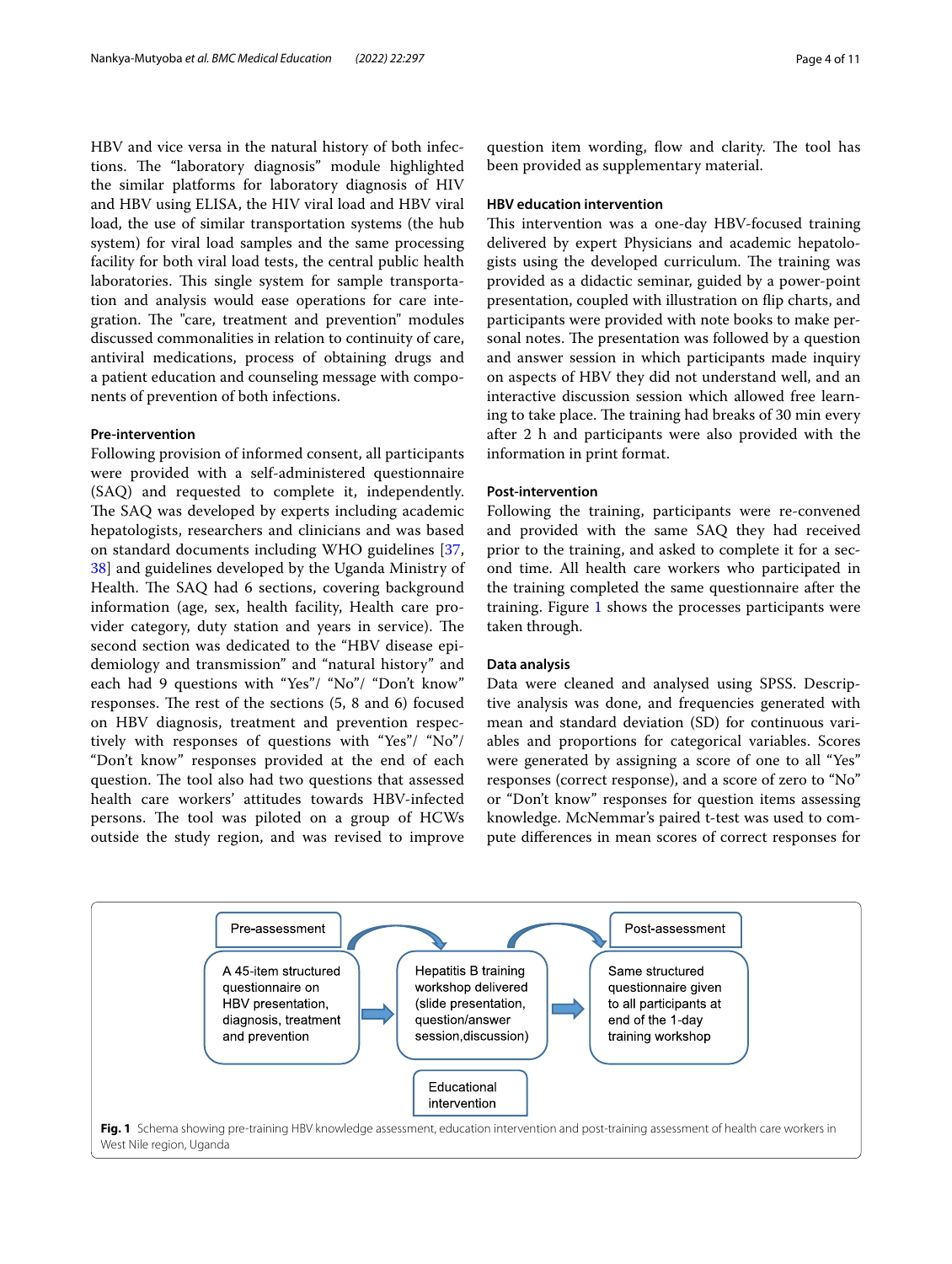HBV and vice versa in the natural history of both infections. The "laboratory diagnosis" module highlighted the similar platforms for laboratory diagnosis of HIV and HBV using ELISA, the HIV viral load and HBV viral load, the use of similar transportation systems (the hub system) for viral load samples and the same processing facility for both viral load tests, the central public health laboratories. This single system for sample transportation and analysis would ease operations for care integration. The "care, treatment and prevention" modules discussed commonalities in relation to continuity of care, antiviral medications, process of obtaining drugs and a patient education and counseling message with components of prevention of both infections.

#### Pre-intervention

Following provision of informed consent, all participants were provided with a self-administered questionnaire (SAQ) and requested to complete it, independently. The SAQ was developed by experts including academic hepatologists, researchers and clinicians and was based on standard documents including WHO guidelines [37, 38] and guidelines developed by the Uganda Ministry of Health. The SAQ had 6 sections, covering background information (age, sex, health facility, Health care provider category, duty station and years in service). The second section was dedicated to the "HBV disease epidemiology and transmission" and "natural history" and each had 9 questions with "Yes"/ "No"/ "Don't know" responses. The rest of the sections (5, 8 and 6) focused on HBV diagnosis, treatment and prevention respectively with responses of questions with "Yes"/ "No"/ "Don't know" responses provided at the end of each question. The tool also had two questions that assessed health care workers' attitudes towards HBV-infected persons. The tool was piloted on a group of HCWs outside the study region, and was revised to improve question item wording, flow and clarity. The tool has been provided as supplementary material.

#### HBV education intervention

This intervention was a one-day HBV-focused training delivered by expert Physicians and academic hepatologists using the developed curriculum. The training was provided as a didactic seminar, guided by a power-point presentation, coupled with illustration on flip charts, and participants were provided with note books to make personal notes. The presentation was followed by a question and answer session in which participants made inquiry on aspects of HBV they did not understand well, and an interactive discussion session which allowed free learning to take place. The training had breaks of 30 min every after 2 h and participants were also provided with the information in print format.

#### Post-intervention

Following the training, participants were re-convened and provided with the same SAQ they had received prior to the training, and asked to complete it for a second time. All health care workers who participated in the training completed the same questionnaire after the training. Figure 1 shows the processes participants were taken through.

#### Data analysis

Data were cleaned and analysed using SPSS. Descriptive analysis was done, and frequencies generated with mean and standard deviation (SD) for continuous variables and proportions for categorical variables. Scores were generated by assigning a score of one to all "Yes" responses (correct response), and a score of zero to "No" or "Don't know" responses for question items assessing knowledge. McNemmar's paired t-test was used to compute differences in mean scores of correct responses for

| Pre-assessment | Educational intervention | Post-assessment |
|---|---|---|
| A 45-item structured questionnaire on HBV presentation, diagnosis, treatment and prevention | Hepatitis B training workshop delivered (slide presentation, question/answer session, discussion) | Same structured questionnaire given to all participants at end of the 1-day training workshop |

**Fig. 1** Schema showing pre-training HBV knowledge assessment, education intervention and post-training assessment of health care workers in West Nile region, Uganda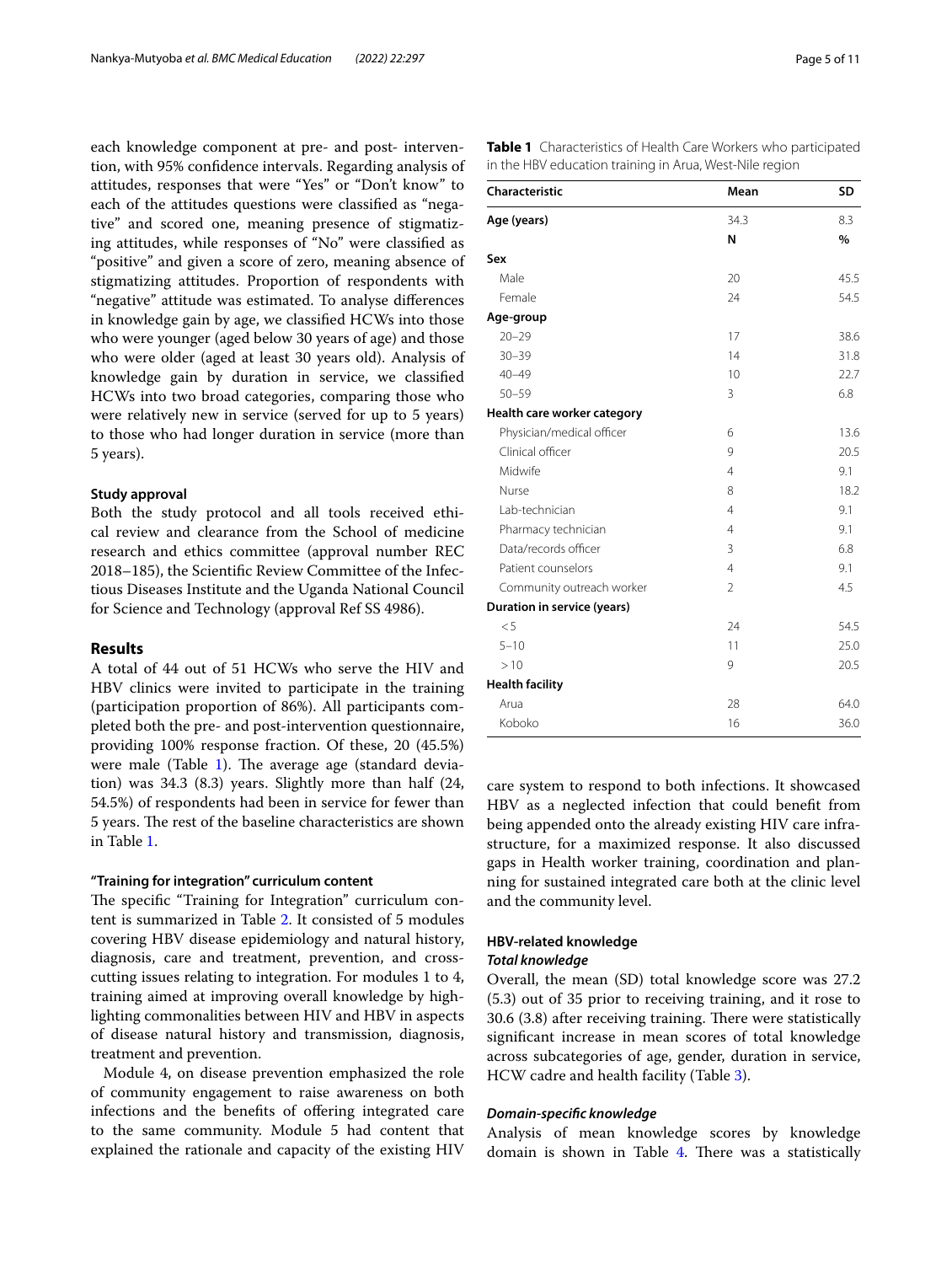each knowledge component at pre- and post- intervention, with 95% confidence intervals. Regarding analysis of attitudes, responses that were "Yes" or "Don't know" to each of the attitudes questions were classified as "negative" and scored one, meaning presence of stigmatizing attitudes, while responses of "No" were classified as "positive" and given a score of zero, meaning absence of stigmatizing attitudes. Proportion of respondents with "negative" attitude was estimated. To analyse differences in knowledge gain by age, we classified HCWs into those who were younger (aged below 30 years of age) and those who were older (aged at least 30 years old). Analysis of knowledge gain by duration in service, we classified HCWs into two broad categories, comparing those who were relatively new in service (served for up to 5 years) to those who had longer duration in service (more than 5 years).

#### Study approval

Both the study protocol and all tools received ethical review and clearance from the School of medicine research and ethics committee (approval number REC 2018–185), the Scientific Review Committee of the Infectious Diseases Institute and the Uganda National Council for Science and Technology (approval Ref SS 4986).

## Results

A total of 44 out of 51 HCWs who serve the HIV and HBV clinics were invited to participate in the training (participation proportion of 86%). All participants completed both the pre- and post-intervention questionnaire, providing 100% response fraction. Of these, 20 (45.5%) were male (Table 1). The average age (standard deviation) was 34.3 (8.3) years. Slightly more than half (24, 54.5%) of respondents had been in service for fewer than 5 years. The rest of the baseline characteristics are shown in Table 1.

**Table 1** Characteristics of Health Care Workers who participated in the HBV education training in Arua, West-Nile region

| Characteristic | Mean | SD |
|---|---|---|
| **Age (years)** | 34.3 | 8.3 |
| | **N** | **%** |
| **Sex** | | |
| Male | 20 | 45.5 |
| Female | 24 | 54.5 |
| **Age-group** | | |
| 20–29 | 17 | 38.6 |
| 30–39 | 14 | 31.8 |
| 40–49 | 10 | 22.7 |
| 50–59 | 3 | 6.8 |
| **Health care worker category** | | |
| Physician/medical officer | 6 | 13.6 |
| Clinical officer | 9 | 20.5 |
| Midwife | 4 | 9.1 |
| Nurse | 8 | 18.2 |
| Lab-technician | 4 | 9.1 |
| Pharmacy technician | 4 | 9.1 |
| Data/records officer | 3 | 6.8 |
| Patient counselors | 4 | 9.1 |
| Community outreach worker | 2 | 4.5 |
| **Duration in service (years)** | | |
| < 5 | 24 | 54.5 |
| 5–10 | 11 | 25.0 |
| > 10 | 9 | 20.5 |
| **Health facility** | | |
| Arua | 28 | 64.0 |
| Koboko | 16 | 36.0 |

#### "Training for integration" curriculum content

The specific "Training for Integration" curriculum content is summarized in Table 2. It consisted of 5 modules covering HBV disease epidemiology and natural history, diagnosis, care and treatment, prevention, and cross-cutting issues relating to integration. For modules 1 to 4, training aimed at improving overall knowledge by highlighting commonalities between HIV and HBV in aspects of disease natural history and transmission, diagnosis, treatment and prevention.

Module 4, on disease prevention emphasized the role of community engagement to raise awareness on both infections and the benefits of offering integrated care to the same community. Module 5 had content that explained the rationale and capacity of the existing HIV care system to respond to both infections. It showcased HBV as a neglected infection that could benefit from being appended onto the already existing HIV care infrastructure, for a maximized response. It also discussed gaps in Health worker training, coordination and planning for sustained integrated care both at the clinic level and the community level.

### HBV-related knowledge

#### *Total knowledge*

Overall, the mean (SD) total knowledge score was 27.2 (5.3) out of 35 prior to receiving training, and it rose to 30.6 (3.8) after receiving training. There were statistically significant increase in mean scores of total knowledge across subcategories of age, gender, duration in service, HCW cadre and health facility (Table 3).

#### *Domain-specific knowledge*

Analysis of mean knowledge scores by knowledge domain is shown in Table 4. There was a statistically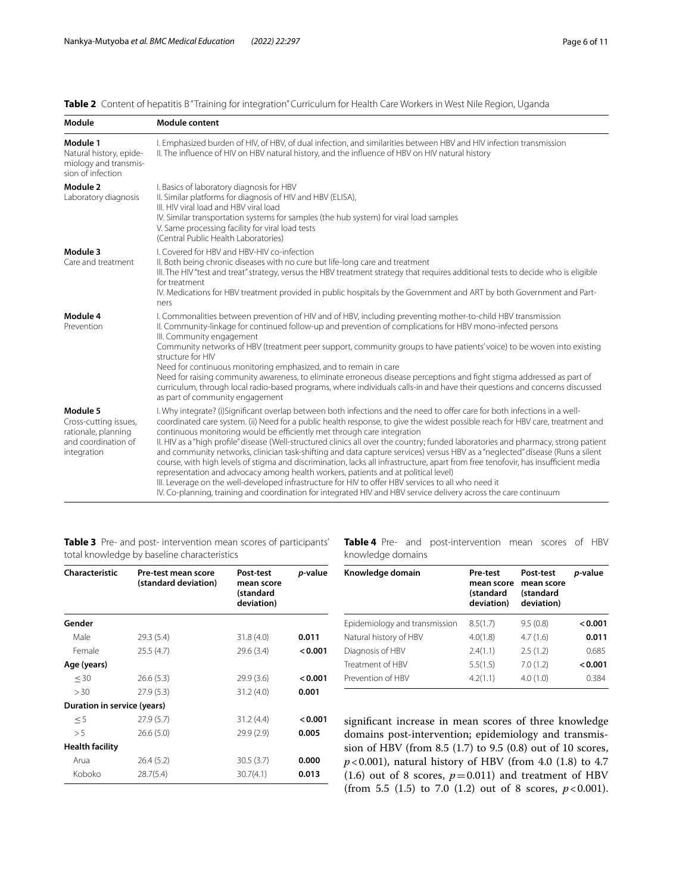**Table 2** Content of hepatitis B "Training for integration" Curriculum for Health Care Workers in West Nile Region, Uganda

| Module | Module content |
|---|---|
| **Module 1** Natural history, epidemiology and transmission of infection | I. Emphasized burden of HIV, of HBV, of dual infection, and similarities between HBV and HIV infection transmission<br>II. The influence of HIV on HBV natural history, and the influence of HBV on HIV natural history |
| **Module 2** Laboratory diagnosis | I. Basics of laboratory diagnosis for HBV<br>II. Similar platforms for diagnosis of HIV and HBV (ELISA),<br>III. HIV viral load and HBV viral load<br>IV. Similar transportation systems for samples (the hub system) for viral load samples<br>V. Same processing facility for viral load tests (Central Public Health Laboratories) |
| **Module 3** Care and treatment | I. Covered for HBV and HBV-HIV co-infection<br>II. Both being chronic diseases with no cure but life-long care and treatment<br>III. The HIV "test and treat" strategy, versus the HBV treatment strategy that requires additional tests to decide who is eligible for treatment<br>IV. Medications for HBV treatment provided in public hospitals by the Government and ART by both Government and Partners |
| **Module 4** Prevention | I. Commonalities between prevention of HIV and of HBV, including preventing mother-to-child HBV transmission<br>II. Community-linkage for continued follow-up and prevention of complications for HBV mono-infected persons<br>III. Community engagement<br>Community networks of HBV (treatment peer support, community groups to have patients' voice) to be woven into existing structure for HIV<br>Need for continuous monitoring emphasized, and to remain in care<br>Need for raising community awareness, to eliminate erroneous disease perceptions and fight stigma addressed as part of curriculum, through local radio-based programs, where individuals calls-in and have their questions and concerns discussed as part of community engagement |
| **Module 5** Cross-cutting issues, rationale, planning and coordination of integration | I. Why integrate? (i)Significant overlap between both infections and the need to offer care for both infections in a well-coordinated care system. (ii) Need for a public health response, to give the widest possible reach for HBV care, treatment and continuous monitoring would be efficiently met through care integration<br>II. HIV as a "high profile" disease (Well-structured clinics all over the country; funded laboratories and pharmacy, strong patient and community networks, clinician task-shifting and data capture services) versus HBV as a "neglected" disease (Runs a silent course, with high levels of stigma and discrimination, lacks all infrastructure, apart from free tenofovir, has insufficient media representation and advocacy among health workers, patients and at political level)<br>III. Leverage on the well-developed infrastructure for HIV to offer HBV services to all who need it<br>IV. Co-planning, training and coordination for integrated HIV and HBV service delivery across the care continuum |

**Table 3** Pre- and post- intervention mean scores of participants' total knowledge by baseline characteristics

| Characteristic | Pre-test mean score (standard deviation) | Post-test mean score (standard deviation) | *p*-value |
|---|---|---|---|
| **Gender** | | | |
| Male | 29.3 (5.4) | 31.8 (4.0) | **0.011** |
| Female | 25.5 (4.7) | 29.6 (3.4) | **< 0.001** |
| **Age (years)** | | | |
| ≤ 30 | 26.6 (5.3) | 29.9 (3.6) | **< 0.001** |
| > 30 | 27.9 (5.3) | 31.2 (4.0) | **0.001** |
| **Duration in service (years)** | | | |
| ≤ 5 | 27.9 (5.7) | 31.2 (4.4) | **< 0.001** |
| > 5 | 26.6 (5.0) | 29.9 (2.9) | **0.005** |
| **Health facility** | | | |
| Arua | 26.4 (5.2) | 30.5 (3.7) | **0.000** |
| Koboko | 28.7(5.4) | 30.7(4.1) | **0.013** |

**Table 4** Pre- and post-intervention mean scores of HBV knowledge domains

| Knowledge domain | Pre-test mean score (standard deviation) | Post-test mean score (standard deviation) | *p*-value |
|---|---|---|---|
| Epidemiology and transmission | 8.5(1.7) | 9.5 (0.8) | **< 0.001** |
| Natural history of HBV | 4.0(1.8) | 4.7 (1.6) | **0.011** |
| Diagnosis of HBV | 2.4(1.1) | 2.5 (1.2) | 0.685 |
| Treatment of HBV | 5.5(1.5) | 7.0 (1.2) | **< 0.001** |
| Prevention of HBV | 4.2(1.1) | 4.0 (1.0) | 0.384 |

significant increase in mean scores of three knowledge domains post-intervention; epidemiology and transmission of HBV (from 8.5 (1.7) to 9.5 (0.8) out of 10 scores, $p<0.001$), natural history of HBV (from 4.0 (1.8) to 4.7 (1.6) out of 8 scores, $p=0.011$) and treatment of HBV (from 5.5 (1.5) to 7.0 (1.2) out of 8 scores, $p<0.001$).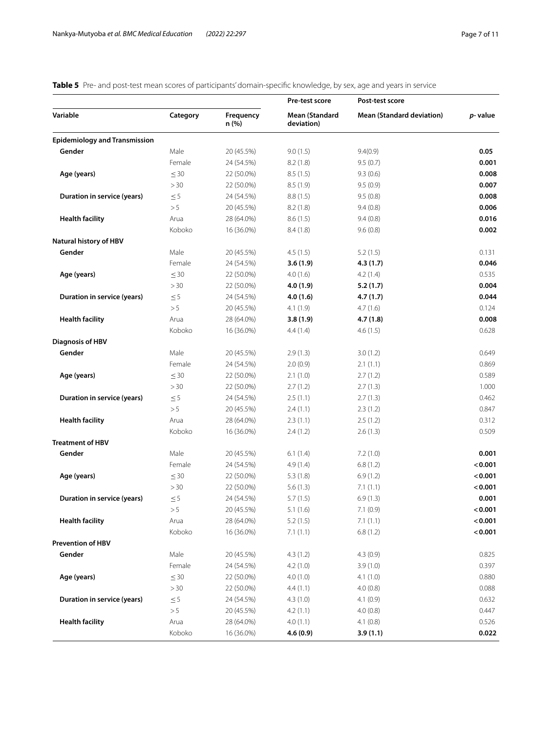**Table 5** Pre- and post-test mean scores of participants' domain-specific knowledge, by sex, age and years in service

| Variable | Category | Frequency n (%) | Pre-test score Mean (Standard deviation) | Post-test score Mean (Standard deviation) | *p*- value |
|---|---|---|---|---|---|
| **Epidemiology and Transmission** | | | | | |
| **Gender** | Male | 20 (45.5%) | 9.0 (1.5) | 9.4(0.9) | **0.05** |
| | Female | 24 (54.5%) | 8.2 (1.8) | 9.5 (0.7) | **0.001** |
| **Age (years)** | ≤ 30 | 22 (50.0%) | 8.5 (1.5) | 9.3 (0.6) | **0.008** |
| | > 30 | 22 (50.0%) | 8.5 (1.9) | 9.5 (0.9) | **0.007** |
| **Duration in service (years)** | ≤ 5 | 24 (54.5%) | 8.8 (1.5) | 9.5 (0.8) | **0.008** |
| | > 5 | 20 (45.5%) | 8.2 (1.8) | 9.4 (0.8) | **0.006** |
| **Health facility** | Arua | 28 (64.0%) | 8.6 (1.5) | 9.4 (0.8) | **0.016** |
| | Koboko | 16 (36.0%) | 8.4 (1.8) | 9.6 (0.8) | **0.002** |
| **Natural history of HBV** | | | | | |
| **Gender** | Male | 20 (45.5%) | 4.5 (1.5) | 5.2 (1.5) | 0.131 |
| | Female | 24 (54.5%) | **3.6 (1.9)** | **4.3 (1.7)** | **0.046** |
| **Age (years)** | ≤ 30 | 22 (50.0%) | 4.0 (1.6) | 4.2 (1.4) | 0.535 |
| | > 30 | 22 (50.0%) | **4.0 (1.9)** | **5.2 (1.7)** | **0.004** |
| **Duration in service (years)** | ≤ 5 | 24 (54.5%) | **4.0 (1.6)** | **4.7 (1.7)** | **0.044** |
| | > 5 | 20 (45.5%) | 4.1 (1.9) | 4.7 (1.6) | 0.124 |
| **Health facility** | Arua | 28 (64.0%) | **3.8 (1.9)** | **4.7 (1.8)** | **0.008** |
| | Koboko | 16 (36.0%) | 4.4 (1.4) | 4.6 (1.5) | 0.628 |
| **Diagnosis of HBV** | | | | | |
| **Gender** | Male | 20 (45.5%) | 2.9 (1.3) | 3.0 (1.2) | 0.649 |
| | Female | 24 (54.5%) | 2.0 (0.9) | 2.1 (1.1) | 0.869 |
| **Age (years)** | ≤ 30 | 22 (50.0%) | 2.1 (1.0) | 2.7 (1.2) | 0.589 |
| | > 30 | 22 (50.0%) | 2.7 (1.2) | 2.7 (1.3) | 1.000 |
| **Duration in service (years)** | ≤ 5 | 24 (54.5%) | 2.5 (1.1) | 2.7 (1.3) | 0.462 |
| | > 5 | 20 (45.5%) | 2.4 (1.1) | 2.3 (1.2) | 0.847 |
| **Health facility** | Arua | 28 (64.0%) | 2.3 (1.1) | 2.5 (1.2) | 0.312 |
| | Koboko | 16 (36.0%) | 2.4 (1.2) | 2.6 (1.3) | 0.509 |
| **Treatment of HBV** | | | | | |
| **Gender** | Male | 20 (45.5%) | 6.1 (1.4) | 7.2 (1.0) | **0.001** |
| | Female | 24 (54.5%) | 4.9 (1.4) | 6.8 (1.2) | **< 0.001** |
| **Age (years)** | ≤ 30 | 22 (50.0%) | 5.3 (1.8) | 6.9 (1.2) | **< 0.001** |
| | > 30 | 22 (50.0%) | 5.6 (1.3) | 7.1 (1.1) | **< 0.001** |
| **Duration in service (years)** | ≤ 5 | 24 (54.5%) | 5.7 (1.5) | 6.9 (1.3) | **0.001** |
| | > 5 | 20 (45.5%) | 5.1 (1.6) | 7.1 (0.9) | **< 0.001** |
| **Health facility** | Arua | 28 (64.0%) | 5.2 (1.5) | 7.1 (1.1) | **< 0.001** |
| | Koboko | 16 (36.0%) | 7.1 (1.1) | 6.8 (1.2) | **< 0.001** |
| **Prevention of HBV** | | | | | |
| **Gender** | Male | 20 (45.5%) | 4.3 (1.2) | 4.3 (0.9) | 0.825 |
| | Female | 24 (54.5%) | 4.2 (1.0) | 3.9 (1.0) | 0.397 |
| **Age (years)** | ≤ 30 | 22 (50.0%) | 4.0 (1.0) | 4.1 (1.0) | 0.880 |
| | > 30 | 22 (50.0%) | 4.4 (1.1) | 4.0 (0.8) | 0.088 |
| **Duration in service (years)** | ≤ 5 | 24 (54.5%) | 4.3 (1.0) | 4.1 (0.9) | 0.632 |
| | > 5 | 20 (45.5%) | 4.2 (1.1) | 4.0 (0.8) | 0.447 |
| **Health facility** | Arua | 28 (64.0%) | 4.0 (1.1) | 4.1 (0.8) | 0.526 |
| | Koboko | 16 (36.0%) | **4.6 (0.9)** | **3.9 (1.1)** | **0.022** |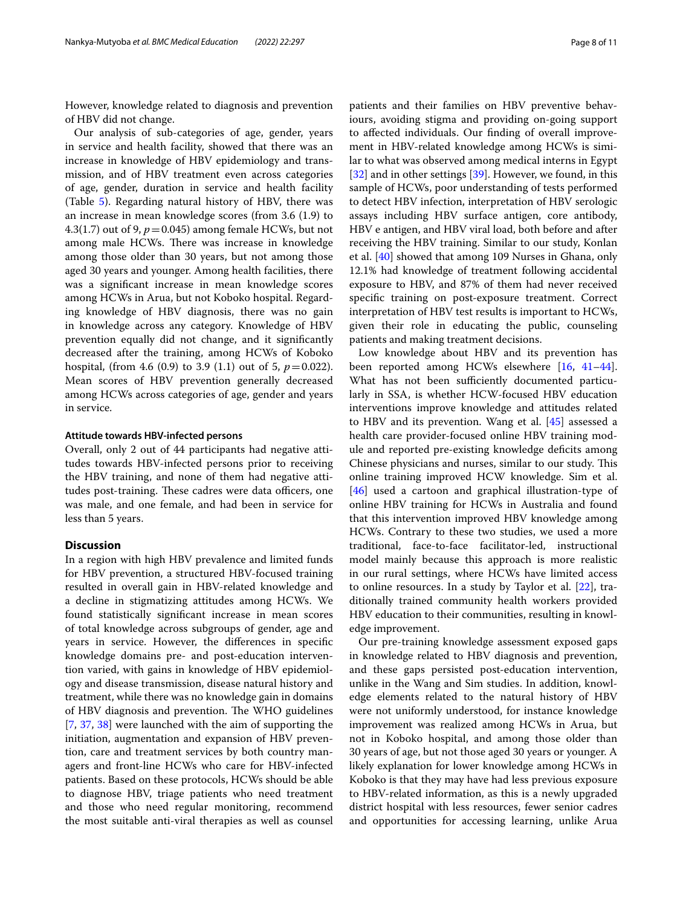However, knowledge related to diagnosis and prevention of HBV did not change.

Our analysis of sub-categories of age, gender, years in service and health facility, showed that there was an increase in knowledge of HBV epidemiology and transmission, and of HBV treatment even across categories of age, gender, duration in service and health facility (Table 5). Regarding natural history of HBV, there was an increase in mean knowledge scores (from 3.6 (1.9) to 4.3(1.7) out of 9, $p=0.045$) among female HCWs, but not among male HCWs. There was increase in knowledge among those older than 30 years, but not among those aged 30 years and younger. Among health facilities, there was a significant increase in mean knowledge scores among HCWs in Arua, but not Koboko hospital. Regarding knowledge of HBV diagnosis, there was no gain in knowledge across any category. Knowledge of HBV prevention equally did not change, and it significantly decreased after the training, among HCWs of Koboko hospital, (from 4.6 (0.9) to 3.9 (1.1) out of 5, $p=0.022$). Mean scores of HBV prevention generally decreased among HCWs across categories of age, gender and years in service.

#### Attitude towards HBV-infected persons

Overall, only 2 out of 44 participants had negative attitudes towards HBV-infected persons prior to receiving the HBV training, and none of them had negative attitudes post-training. These cadres were data officers, one was male, and one female, and had been in service for less than 5 years.

## Discussion

In a region with high HBV prevalence and limited funds for HBV prevention, a structured HBV-focused training resulted in overall gain in HBV-related knowledge and a decline in stigmatizing attitudes among HCWs. We found statistically significant increase in mean scores of total knowledge across subgroups of gender, age and years in service. However, the differences in specific knowledge domains pre- and post-education intervention varied, with gains in knowledge of HBV epidemiology and disease transmission, disease natural history and treatment, while there was no knowledge gain in domains of HBV diagnosis and prevention. The WHO guidelines [7, 37, 38] were launched with the aim of supporting the initiation, augmentation and expansion of HBV prevention, care and treatment services by both country managers and front-line HCWs who care for HBV-infected patients. Based on these protocols, HCWs should be able to diagnose HBV, triage patients who need treatment and those who need regular monitoring, recommend the most suitable anti-viral therapies as well as counsel patients and their families on HBV preventive behaviours, avoiding stigma and providing on-going support to affected individuals. Our finding of overall improvement in HBV-related knowledge among HCWs is similar to what was observed among medical interns in Egypt [32] and in other settings [39]. However, we found, in this sample of HCWs, poor understanding of tests performed to detect HBV infection, interpretation of HBV serologic assays including HBV surface antigen, core antibody, HBV e antigen, and HBV viral load, both before and after receiving the HBV training. Similar to our study, Konlan et al. [40] showed that among 109 Nurses in Ghana, only 12.1% had knowledge of treatment following accidental exposure to HBV, and 87% of them had never received specific training on post-exposure treatment. Correct interpretation of HBV test results is important to HCWs, given their role in educating the public, counseling patients and making treatment decisions.

Low knowledge about HBV and its prevention has been reported among HCWs elsewhere [16, 41–44]. What has not been sufficiently documented particularly in SSA, is whether HCW-focused HBV education interventions improve knowledge and attitudes related to HBV and its prevention. Wang et al. [45] assessed a health care provider-focused online HBV training module and reported pre-existing knowledge deficits among Chinese physicians and nurses, similar to our study. This online training improved HCW knowledge. Sim et al. [46] used a cartoon and graphical illustration-type of online HBV training for HCWs in Australia and found that this intervention improved HBV knowledge among HCWs. Contrary to these two studies, we used a more traditional, face-to-face facilitator-led, instructional model mainly because this approach is more realistic in our rural settings, where HCWs have limited access to online resources. In a study by Taylor et al. [22], traditionally trained community health workers provided HBV education to their communities, resulting in knowledge improvement.

Our pre-training knowledge assessment exposed gaps in knowledge related to HBV diagnosis and prevention, and these gaps persisted post-education intervention, unlike in the Wang and Sim studies. In addition, knowledge elements related to the natural history of HBV were not uniformly understood, for instance knowledge improvement was realized among HCWs in Arua, but not in Koboko hospital, and among those older than 30 years of age, but not those aged 30 years or younger. A likely explanation for lower knowledge among HCWs in Koboko is that they may have had less previous exposure to HBV-related information, as this is a newly upgraded district hospital with less resources, fewer senior cadres and opportunities for accessing learning, unlike Arua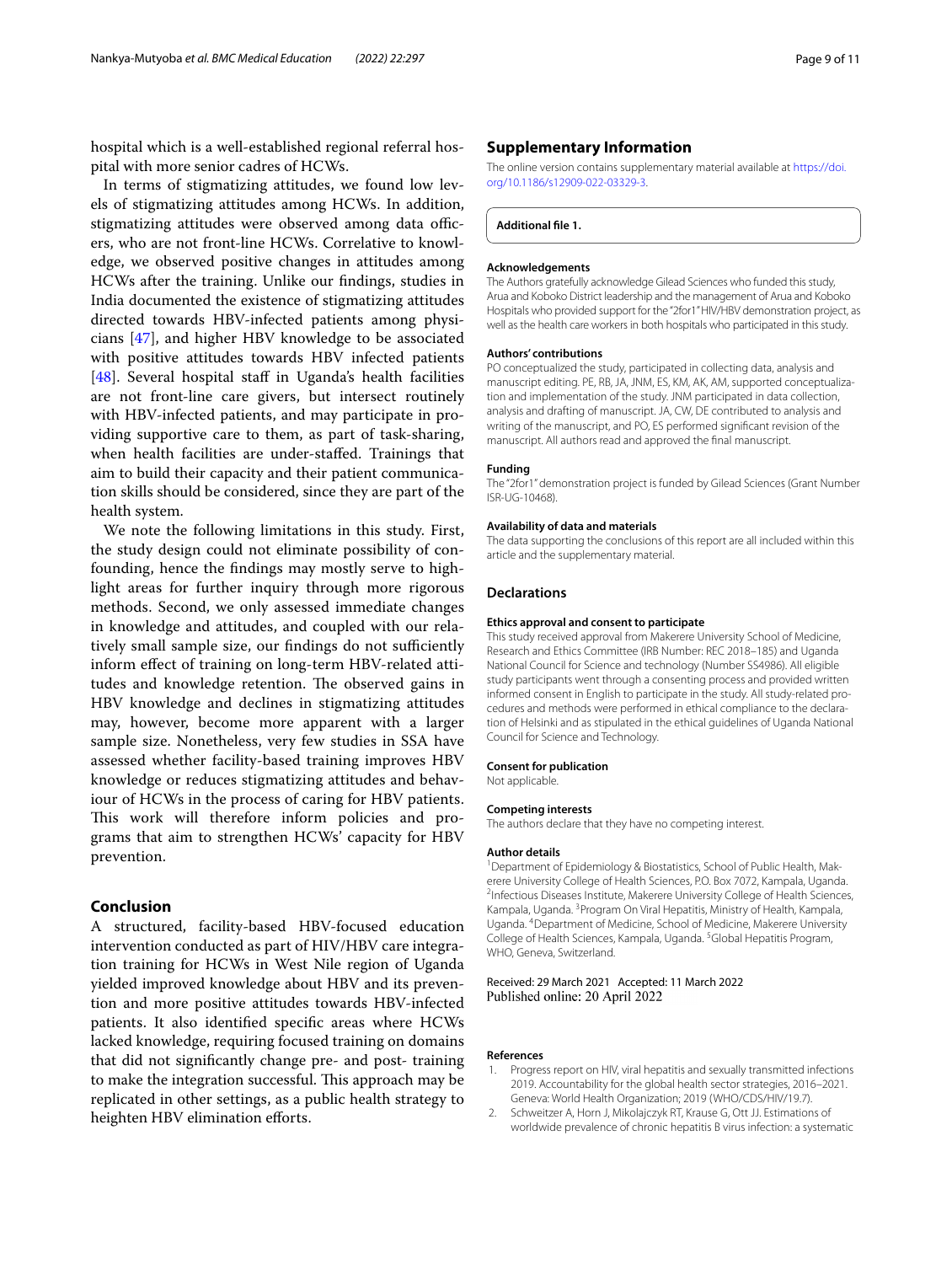hospital which is a well-established regional referral hospital with more senior cadres of HCWs.

In terms of stigmatizing attitudes, we found low levels of stigmatizing attitudes among HCWs. In addition, stigmatizing attitudes were observed among data officers, who are not front-line HCWs. Correlative to knowledge, we observed positive changes in attitudes among HCWs after the training. Unlike our findings, studies in India documented the existence of stigmatizing attitudes directed towards HBV-infected patients among physicians [47], and higher HBV knowledge to be associated with positive attitudes towards HBV infected patients [48]. Several hospital staff in Uganda's health facilities are not front-line care givers, but intersect routinely with HBV-infected patients, and may participate in providing supportive care to them, as part of task-sharing, when health facilities are under-staffed. Trainings that aim to build their capacity and their patient communication skills should be considered, since they are part of the health system.

We note the following limitations in this study. First, the study design could not eliminate possibility of confounding, hence the findings may mostly serve to highlight areas for further inquiry through more rigorous methods. Second, we only assessed immediate changes in knowledge and attitudes, and coupled with our relatively small sample size, our findings do not sufficiently inform effect of training on long-term HBV-related attitudes and knowledge retention. The observed gains in HBV knowledge and declines in stigmatizing attitudes may, however, become more apparent with a larger sample size. Nonetheless, very few studies in SSA have assessed whether facility-based training improves HBV knowledge or reduces stigmatizing attitudes and behaviour of HCWs in the process of caring for HBV patients. This work will therefore inform policies and programs that aim to strengthen HCWs' capacity for HBV prevention.

## Conclusion

A structured, facility-based HBV-focused education intervention conducted as part of HIV/HBV care integration training for HCWs in West Nile region of Uganda yielded improved knowledge about HBV and its prevention and more positive attitudes towards HBV-infected patients. It also identified specific areas where HCWs lacked knowledge, requiring focused training on domains that did not significantly change pre- and post- training to make the integration successful. This approach may be replicated in other settings, as a public health strategy to heighten HBV elimination efforts.

## Supplementary Information

The online version contains supplementary material available at https://doi.org/10.1186/s12909-022-03329-3.

**Additional file 1.**

#### Acknowledgements

The Authors gratefully acknowledge Gilead Sciences who funded this study, Arua and Koboko District leadership and the management of Arua and Koboko Hospitals who provided support for the "2for1" HIV/HBV demonstration project, as well as the health care workers in both hospitals who participated in this study.

#### Authors' contributions

PO conceptualized the study, participated in collecting data, analysis and manuscript editing. PE, RB, JA, JNM, ES, KM, AK, AM, supported conceptualization and implementation of the study. JNM participated in data collection, analysis and drafting of manuscript. JA, CW, DE contributed to analysis and writing of the manuscript, and PO, ES performed significant revision of the manuscript. All authors read and approved the final manuscript.

#### Funding

The "2for1" demonstration project is funded by Gilead Sciences (Grant Number ISR-UG-10468).

#### Availability of data and materials

The data supporting the conclusions of this report are all included within this article and the supplementary material.

## Declarations

#### Ethics approval and consent to participate

This study received approval from Makerere University School of Medicine, Research and Ethics Committee (IRB Number: REC 2018–185) and Uganda National Council for Science and technology (Number SS4986). All eligible study participants went through a consenting process and provided written informed consent in English to participate in the study. All study-related procedures and methods were performed in ethical compliance to the declaration of Helsinki and as stipulated in the ethical guidelines of Uganda National Council for Science and Technology.

#### Consent for publication

Not applicable.

#### Competing interests

The authors declare that they have no competing interest.

#### Author details

[1]Department of Epidemiology & Biostatistics, School of Public Health, Makerere University College of Health Sciences, P.O. Box 7072, Kampala, Uganda. [2]Infectious Diseases Institute, Makerere University College of Health Sciences, Kampala, Uganda. [3]Program On Viral Hepatitis, Ministry of Health, Kampala, Uganda. [4]Department of Medicine, School of Medicine, Makerere University College of Health Sciences, Kampala, Uganda. [5]Global Hepatitis Program, WHO, Geneva, Switzerland.

Received: 29 March 2021 Accepted: 11 March 2022
Published online: 20 April 2022

#### References

1. Progress report on HIV, viral hepatitis and sexually transmitted infections 2019. Accountability for the global health sector strategies, 2016–2021. Geneva: World Health Organization; 2019 (WHO/CDS/HIV/19.7).
2. Schweitzer A, Horn J, Mikolajczyk RT, Krause G, Ott JJ. Estimations of worldwide prevalence of chronic hepatitis B virus infection: a systematic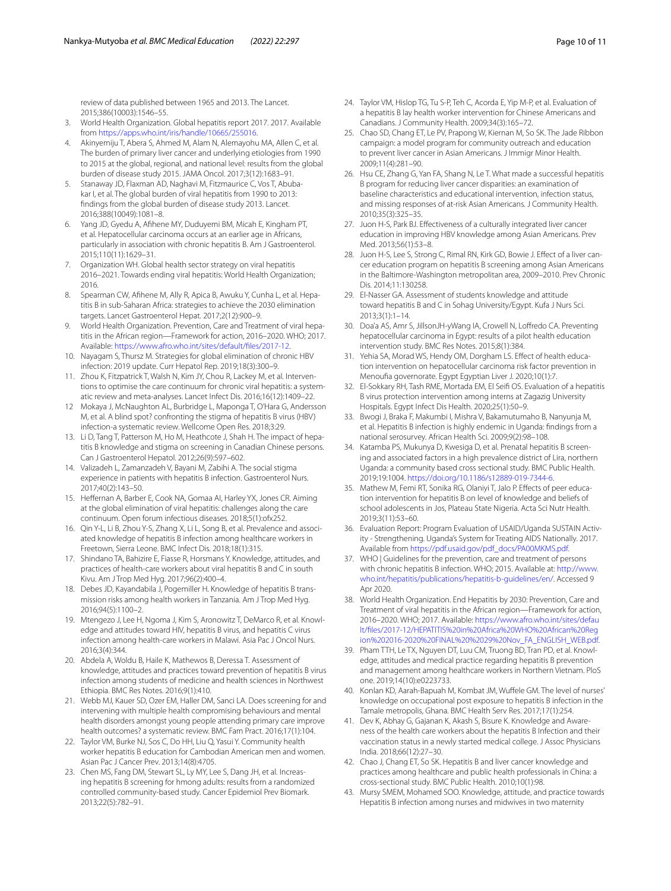review of data published between 1965 and 2013. The Lancet. 2015;386(10003):1546–55.

3. World Health Organization. Global hepatitis report 2017. 2017. Available from https://apps.who.int/iris/handle/10665/255016.
4. Akinyemiju T, Abera S, Ahmed M, Alam N, Alemayohu MA, Allen C, et al. The burden of primary liver cancer and underlying etiologies from 1990 to 2015 at the global, regional, and national level: results from the global burden of disease study 2015. JAMA Oncol. 2017;3(12):1683–91.
5. Stanaway JD, Flaxman AD, Naghavi M, Fitzmaurice C, Vos T, Abubakar I, et al. The global burden of viral hepatitis from 1990 to 2013: findings from the global burden of disease study 2013. Lancet. 2016;388(10049):1081–8.
6. Yang JD, Gyedu A, Afihene MY, Duduyemi BM, Micah E, Kingham PT, et al. Hepatocellular carcinoma occurs at an earlier age in Africans, particularly in association with chronic hepatitis B. Am J Gastroenterol. 2015;110(11):1629–31.
7. Organization WH. Global health sector strategy on viral hepatitis 2016–2021. Towards ending viral hepatitis: World Health Organization; 2016.
8. Spearman CW, Afihene M, Ally R, Apica B, Awuku Y, Cunha L, et al. Hepatitis B in sub-Saharan Africa: strategies to achieve the 2030 elimination targets. Lancet Gastroenterol Hepat. 2017;2(12):900–9.
9. World Health Organization. Prevention, Care and Treatment of viral hepatitis in the African region—Framework for action, 2016–2020. WHO; 2017. Available: https://www.afro.who.int/sites/default/files/2017-12.
10. Nayagam S, Thursz M. Strategies for global elimination of chronic HBV infection: 2019 update. Curr Hepatol Rep. 2019;18(3):300–9.
11. Zhou K, Fitzpatrick T, Walsh N, Kim JY, Chou R, Lackey M, et al. Interventions to optimise the care continuum for chronic viral hepatitis: a systematic review and meta-analyses. Lancet Infect Dis. 2016;16(12):1409–22.
12. Mokaya J, McNaughton AL, Burbridge L, Maponga T, O'Hara G, Andersson M, et al. A blind spot? confronting the stigma of hepatitis B virus (HBV) infection-a systematic review. Wellcome Open Res. 2018;3:29.
13. Li D, Tang T, Patterson M, Ho M, Heathcote J, Shah H. The impact of hepatitis B knowledge and stigma on screening in Canadian Chinese persons. Can J Gastroenterol Hepatol. 2012;26(9):597–602.
14. Valizadeh L, Zamanzadeh V, Bayani M, Zabihi A. The social stigma experience in patients with hepatitis B infection. Gastroenterol Nurs. 2017;40(2):143–50.
15. Heffernan A, Barber E, Cook NA, Gomaa AI, Harley YX, Jones CR. Aiming at the global elimination of viral hepatitis: challenges along the care continuum. Open forum infectious diseases. 2018;5(1):ofx252.
16. Qin Y-L, Li B, Zhou Y-S, Zhang X, Li L, Song B, et al. Prevalence and associated knowledge of hepatitis B infection among healthcare workers in Freetown, Sierra Leone. BMC Infect Dis. 2018;18(1):315.
17. Shindano TA, Bahizire E, Fiasse R, Horsmans Y. Knowledge, attitudes, and practices of health-care workers about viral hepatitis B and C in south Kivu. Am J Trop Med Hyg. 2017;96(2):400–4.
18. Debes JD, Kayandabila J, Pogemiller H. Knowledge of hepatitis B transmission risks among health workers in Tanzania. Am J Trop Med Hyg. 2016;94(5):1100–2.
19. Mtengezo J, Lee H, Ngoma J, Kim S, Aronowitz T, DeMarco R, et al. Knowledge and attitudes toward HIV, hepatitis B virus, and hepatitis C virus infection among health-care workers in Malawi. Asia Pac J Oncol Nurs. 2016;3(4):344.
20. Abdela A, Woldu B, Haile K, Mathewos B, Deressa T. Assessment of knowledge, attitudes and practices toward prevention of hepatitis B virus infection among students of medicine and health sciences in Northwest Ethiopia. BMC Res Notes. 2016;9(1):410.
21. Webb MJ, Kauer SD, Ozer EM, Haller DM, Sanci LA. Does screening for and intervening with multiple health compromising behaviours and mental health disorders amongst young people attending primary care improve health outcomes? a systematic review. BMC Fam Pract. 2016;17(1):104.
22. Taylor VM, Burke NJ, Sos C, Do HH, Liu Q, Yasui Y. Community health worker hepatitis B education for Cambodian American men and women. Asian Pac J Cancer Prev. 2013;14(8):4705.
23. Chen MS, Fang DM, Stewart SL, Ly MY, Lee S, Dang JH, et al. Increasing hepatitis B screening for hmong adults: results from a randomized controlled community-based study. Cancer Epidemiol Prev Biomark. 2013;22(5):782–91.
24. Taylor VM, Hislop TG, Tu S-P, Teh C, Acorda E, Yip M-P, et al. Evaluation of a hepatitis B lay health worker intervention for Chinese Americans and Canadians. J Community Health. 2009;34(3):165–72.
25. Chao SD, Chang ET, Le PV, Prapong W, Kiernan M, So SK. The Jade Ribbon campaign: a model program for community outreach and education to prevent liver cancer in Asian Americans. J Immigr Minor Health. 2009;11(4):281–90.
26. Hsu CE, Zhang G, Yan FA, Shang N, Le T. What made a successful hepatitis B program for reducing liver cancer disparities: an examination of baseline characteristics and educational intervention, infection status, and missing responses of at-risk Asian Americans. J Community Health. 2010;35(3):325–35.
27. Juon H-S, Park BJ. Effectiveness of a culturally integrated liver cancer education in improving HBV knowledge among Asian Americans. Prev Med. 2013;56(1):53–8.
28. Juon H-S, Lee S, Strong C, Rimal RN, Kirk GD, Bowie J. Effect of a liver cancer education program on hepatitis B screening among Asian Americans in the Baltimore-Washington metropolitan area, 2009–2010. Prev Chronic Dis. 2014;11:130258.
29. El-Nasser GA. Assessment of students knowledge and attitude toward hepatitis B and C in Sohag University/Egypt. Kufa J Nurs Sci. 2013;3(1):1–14.
30. Doa'a AS, Amr S, JillsonJH-yWang IA, Crowell N, Loffredo CA. Preventing hepatocellular carcinoma in Egypt: results of a pilot health education intervention study. BMC Res Notes. 2015;8(1):384.
31. Yehia SA, Morad WS, Hendy OM, Dorgham LS. Effect of health education intervention on hepatocellular carcinoma risk factor prevention in Menoufia governorate. Egypt Egyptian Liver J. 2020;10(1):7.
32. El-Sokkary RH, Tash RME, Mortada EM, El Seifi OS. Evaluation of a hepatitis B virus protection intervention among interns at Zagazig University Hospitals. Egypt Infect Dis Health. 2020;25(1):50–9.
33. Bwogi J, Braka F, Makumbi I, Mishra V, Bakamutumaho B, Nanyunja M, et al. Hepatitis B infection is highly endemic in Uganda: findings from a national serosurvey. African Health Sci. 2009;9(2):98–108.
34. Katamba PS, Mukunya D, Kwesiga D, et al. Prenatal hepatitis B screening and associated factors in a high prevalence district of Lira, northern Uganda: a community based cross sectional study. BMC Public Health. 2019;19:1004. https://doi.org/10.1186/s12889-019-7344-6.
35. Mathew M, Femi RT, Sonika RG, Olaniyi T, Jalo P. Effects of peer education intervention for hepatitis B on level of knowledge and beliefs of school adolescents in Jos, Plateau State Nigeria. Acta Sci Nutr Health. 2019;3(11):53–60.
36. Evaluation Report: Program Evaluation of USAID/Uganda SUSTAIN Activity - Strengthening. Uganda's System for Treating AIDS Nationally. 2017. Available from https://pdf.usaid.gov/pdf_docs/PA00MKMS.pdf.
37. WHO | Guidelines for the prevention, care and treatment of persons with chronic hepatitis B infection. WHO; 2015. Available at: http://www.who.int/hepatitis/publications/hepatitis-b-guidelines/en/. Accessed 9 Apr 2020.
38. World Health Organization. End Hepatitis by 2030: Prevention, Care and Treatment of viral hepatitis in the African region—Framework for action, 2016–2020. WHO; 2017. Available: https://www.afro.who.int/sites/default/files/2017-12/HEPATITIS%20in%20Africa%20WHO%20African%20Region%202016-2020%20FINAL%20%2029%20Nov_FA_ENGLISH_WEB.pdf.
39. Pham TTH, Le TX, Nguyen DT, Luu CM, Truong BD, Tran PD, et al. Knowledge, attitudes and medical practice regarding hepatitis B prevention and management among healthcare workers in Northern Vietnam. PloS one. 2019;14(10):e0223733.
40. Konlan KD, Aarah-Bapuah M, Kombat JM, Wuffele GM. The level of nurses' knowledge on occupational post exposure to hepatitis B infection in the Tamale metropolis, Ghana. BMC Health Serv Res. 2017;17(1):254.
41. Dev K, Abhay G, Gajanan K, Akash S, Bisure K. Knowledge and Awareness of the health care workers about the hepatitis B Infection and their vaccination status in a newly started medical college. J Assoc Physicians India. 2018;66(12):27–30.
42. Chao J, Chang ET, So SK. Hepatitis B and liver cancer knowledge and practices among healthcare and public health professionals in China: a cross-sectional study. BMC Public Health. 2010;10(1):98.
43. Mursy SMEM, Mohamed SOO. Knowledge, attitude, and practice towards Hepatitis B infection among nurses and midwives in two maternity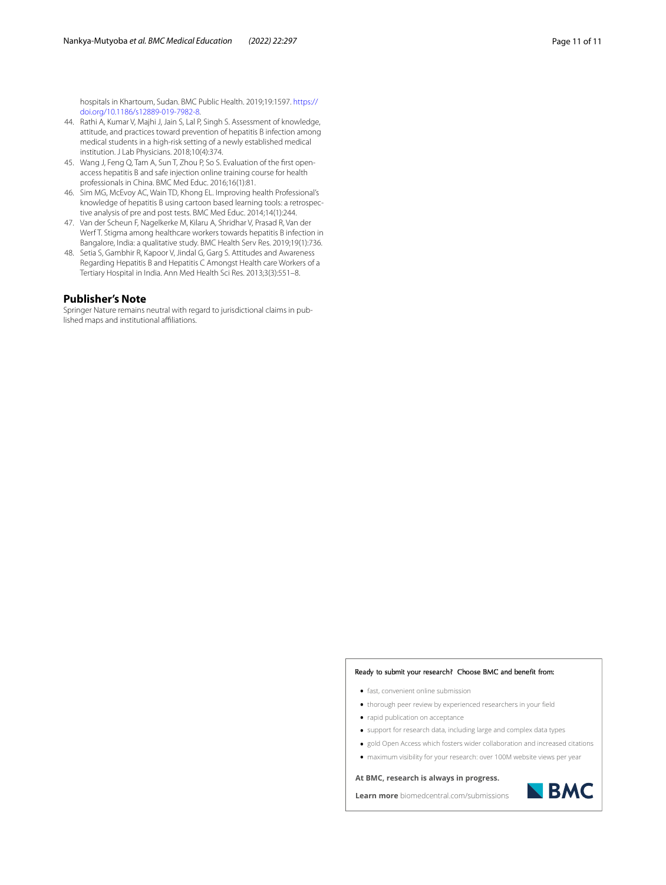hospitals in Khartoum, Sudan. BMC Public Health. 2019;19:1597. https://doi.org/10.1186/s12889-019-7982-8.

44. Rathi A, Kumar V, Majhi J, Jain S, Lal P, Singh S. Assessment of knowledge, attitude, and practices toward prevention of hepatitis B infection among medical students in a high-risk setting of a newly established medical institution. J Lab Physicians. 2018;10(4):374.
45. Wang J, Feng Q, Tam A, Sun T, Zhou P, So S. Evaluation of the first open-access hepatitis B and safe injection online training course for health professionals in China. BMC Med Educ. 2016;16(1):81.
46. Sim MG, McEvoy AC, Wain TD, Khong EL. Improving health Professional's knowledge of hepatitis B using cartoon based learning tools: a retrospective analysis of pre and post tests. BMC Med Educ. 2014;14(1):244.
47. Van der Scheun F, Nagelkerke M, Kilaru A, Shridhar V, Prasad R, Van der Werf T. Stigma among healthcare workers towards hepatitis B infection in Bangalore, India: a qualitative study. BMC Health Serv Res. 2019;19(1):736.
48. Setia S, Gambhir R, Kapoor V, Jindal G, Garg S. Attitudes and Awareness Regarding Hepatitis B and Hepatitis C Amongst Health care Workers of a Tertiary Hospital in India. Ann Med Health Sci Res. 2013;3(3):551–8.

## Publisher's Note

Springer Nature remains neutral with regard to jurisdictional claims in published maps and institutional affiliations.

Ready to submit your research? Choose BMC and benefit from:

- fast, convenient online submission
- thorough peer review by experienced researchers in your field
- rapid publication on acceptance
- support for research data, including large and complex data types
- gold Open Access which fosters wider collaboration and increased citations
- maximum visibility for your research: over 100M website views per year

**At BMC, research is always in progress.**

**Learn more** biomedcentral.com/submissions

BMC